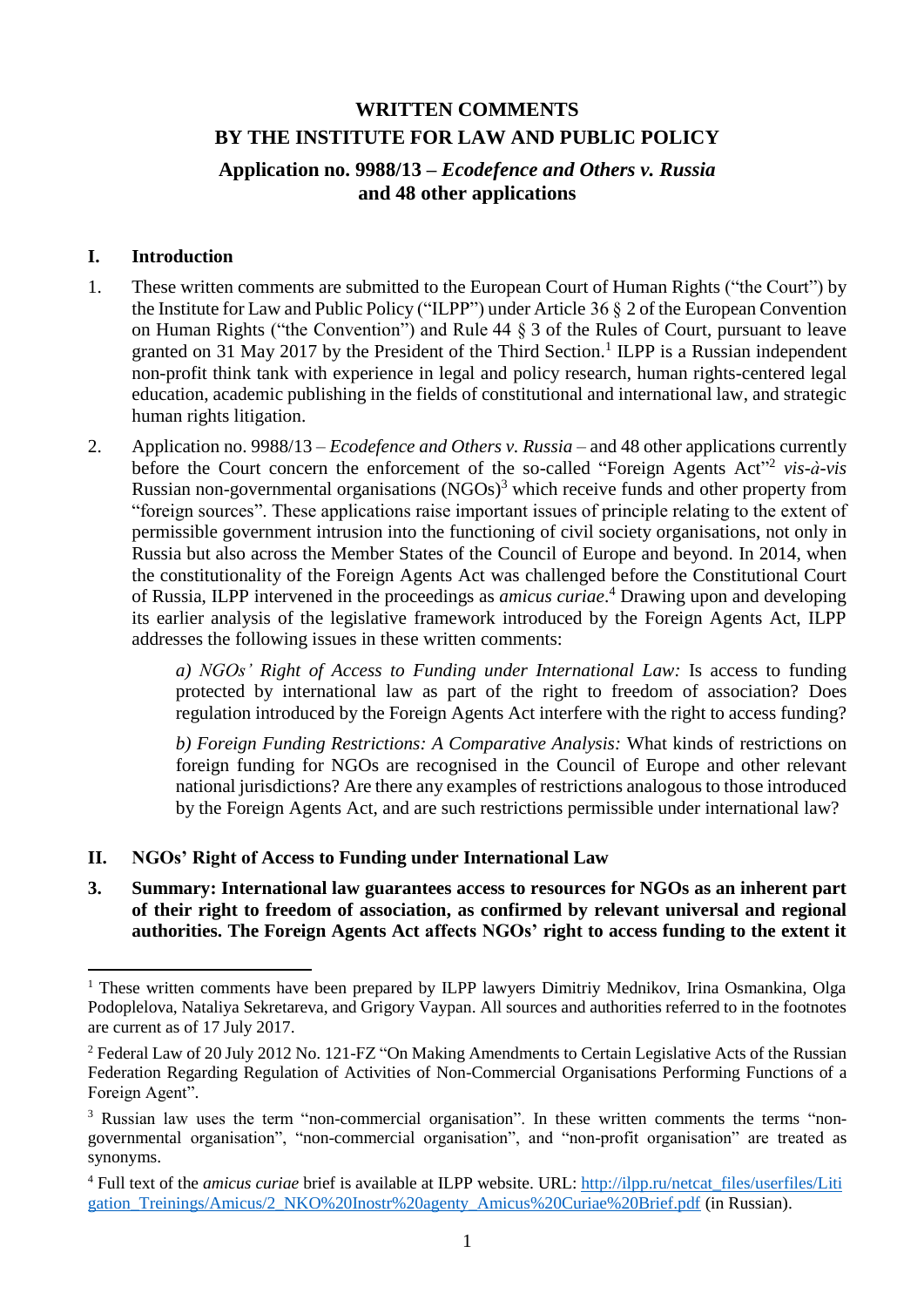# WRITTEN COMMENTS BY THE INSTITUTE FOR LAW AND PUBLIC POLICY

## Application no. 9988/13 – *Ecodefence and Others v. Russia* and 48 other applications

## I. Introduction

1. These written comments are submitted to the European Court of Human Rights ("the Court") by the Institute for Law and Public Policy ("ILPP") under Article 36 § 2 of the European Convention on Human Rights ("the Convention") and Rule 44 § 3 of the Rules of Court, pursuant to leave granted on 31 May 2017 by the President of the Third Section.[1] ILPP is a Russian independent non-profit think tank with experience in legal and policy research, human rights-centered legal education, academic publishing in the fields of constitutional and international law, and strategic human rights litigation.

2. Application no. 9988/13 – *Ecodefence and Others v. Russia* – and 48 other applications currently before the Court concern the enforcement of the so-called "Foreign Agents Act"[2] *vis-à-vis* Russian non-governmental organisations (NGOs)[3] which receive funds and other property from "foreign sources". These applications raise important issues of principle relating to the extent of permissible government intrusion into the functioning of civil society organisations, not only in Russia but also across the Member States of the Council of Europe and beyond. In 2014, when the constitutionality of the Foreign Agents Act was challenged before the Constitutional Court of Russia, ILPP intervened in the proceedings as *amicus curiae*.[4] Drawing upon and developing its earlier analysis of the legislative framework introduced by the Foreign Agents Act, ILPP addresses the following issues in these written comments:

   *a) NGOs' Right of Access to Funding under International Law:* Is access to funding protected by international law as part of the right to freedom of association? Does regulation introduced by the Foreign Agents Act interfere with the right to access funding?

   *b) Foreign Funding Restrictions: A Comparative Analysis:* What kinds of restrictions on foreign funding for NGOs are recognised in the Council of Europe and other relevant national jurisdictions? Are there any examples of restrictions analogous to those introduced by the Foreign Agents Act, and are such restrictions permissible under international law?

## II. NGOs' Right of Access to Funding under International Law

3. **Summary: International law guarantees access to resources for NGOs as an inherent part of their right to freedom of association, as confirmed by relevant universal and regional authorities. The Foreign Agents Act affects NGOs' right to access funding to the extent it**

---

[1] These written comments have been prepared by ILPP lawyers Dimitriy Mednikov, Irina Osmankina, Olga Podoplelova, Nataliya Sekretareva, and Grigory Vaypan. All sources and authorities referred to in the footnotes are current as of 17 July 2017.

[2] Federal Law of 20 July 2012 No. 121-FZ "On Making Amendments to Certain Legislative Acts of the Russian Federation Regarding Regulation of Activities of Non-Commercial Organisations Performing Functions of a Foreign Agent".

[3] Russian law uses the term "non-commercial organisation". In these written comments the terms "non-governmental organisation", "non-commercial organisation", and "non-profit organisation" are treated as synonyms.

[4] Full text of the *amicus curiae* brief is available at ILPP website. URL: http://ilpp.ru/netcat_files/userfiles/Litigation_Treinings/Amicus/2_NKO%20Inostr%20agenty_Amicus%20Curiae%20Brief.pdf (in Russian).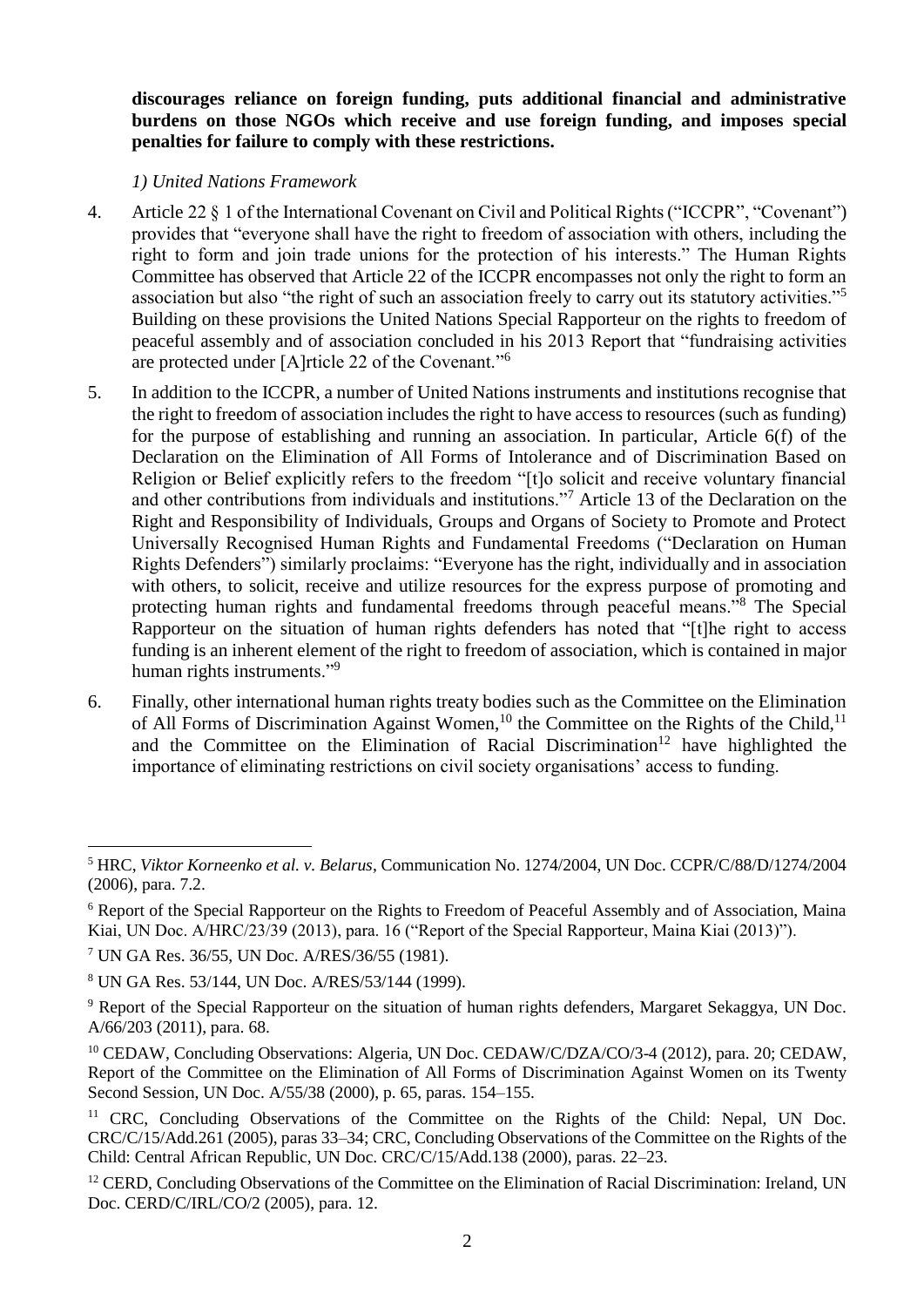**discourages reliance on foreign funding, puts additional financial and administrative burdens on those NGOs which receive and use foreign funding, and imposes special penalties for failure to comply with these restrictions.**

*1) United Nations Framework*

4. Article 22 § 1 of the International Covenant on Civil and Political Rights ("ICCPR", "Covenant") provides that "everyone shall have the right to freedom of association with others, including the right to form and join trade unions for the protection of his interests." The Human Rights Committee has observed that Article 22 of the ICCPR encompasses not only the right to form an association but also "the right of such an association freely to carry out its statutory activities."[5] Building on these provisions the United Nations Special Rapporteur on the rights to freedom of peaceful assembly and of association concluded in his 2013 Report that "fundraising activities are protected under [A]rticle 22 of the Covenant."[6]

5. In addition to the ICCPR, a number of United Nations instruments and institutions recognise that the right to freedom of association includes the right to have access to resources (such as funding) for the purpose of establishing and running an association. In particular, Article 6(f) of the Declaration on the Elimination of All Forms of Intolerance and of Discrimination Based on Religion or Belief explicitly refers to the freedom "[t]o solicit and receive voluntary financial and other contributions from individuals and institutions."[7] Article 13 of the Declaration on the Right and Responsibility of Individuals, Groups and Organs of Society to Promote and Protect Universally Recognised Human Rights and Fundamental Freedoms ("Declaration on Human Rights Defenders") similarly proclaims: "Everyone has the right, individually and in association with others, to solicit, receive and utilize resources for the express purpose of promoting and protecting human rights and fundamental freedoms through peaceful means."[8] The Special Rapporteur on the situation of human rights defenders has noted that "[t]he right to access funding is an inherent element of the right to freedom of association, which is contained in major human rights instruments."[9]

6. Finally, other international human rights treaty bodies such as the Committee on the Elimination of All Forms of Discrimination Against Women,[10] the Committee on the Rights of the Child,[11] and the Committee on the Elimination of Racial Discrimination[12] have highlighted the importance of eliminating restrictions on civil society organisations' access to funding.

---

[5] HRC, *Viktor Korneenko et al. v. Belarus*, Communication No. 1274/2004, UN Doc. CCPR/C/88/D/1274/2004 (2006), para. 7.2.

[6] Report of the Special Rapporteur on the Rights to Freedom of Peaceful Assembly and of Association, Maina Kiai, UN Doc. A/HRC/23/39 (2013), para. 16 ("Report of the Special Rapporteur, Maina Kiai (2013)").

[7] UN GA Res. 36/55, UN Doc. A/RES/36/55 (1981).

[8] UN GA Res. 53/144, UN Doc. A/RES/53/144 (1999).

[9] Report of the Special Rapporteur on the situation of human rights defenders, Margaret Sekaggya, UN Doc. A/66/203 (2011), para. 68.

[10] CEDAW, Concluding Observations: Algeria, UN Doc. CEDAW/C/DZA/CO/3-4 (2012), para. 20; CEDAW, Report of the Committee on the Elimination of All Forms of Discrimination Against Women on its Twenty Second Session, UN Doc. A/55/38 (2000), p. 65, paras. 154–155.

[11] CRC, Concluding Observations of the Committee on the Rights of the Child: Nepal, UN Doc. CRC/C/15/Add.261 (2005), paras 33–34; CRC, Concluding Observations of the Committee on the Rights of the Child: Central African Republic, UN Doc. CRC/C/15/Add.138 (2000), paras. 22–23.

[12] CERD, Concluding Observations of the Committee on the Elimination of Racial Discrimination: Ireland, UN Doc. CERD/C/IRL/CO/2 (2005), para. 12.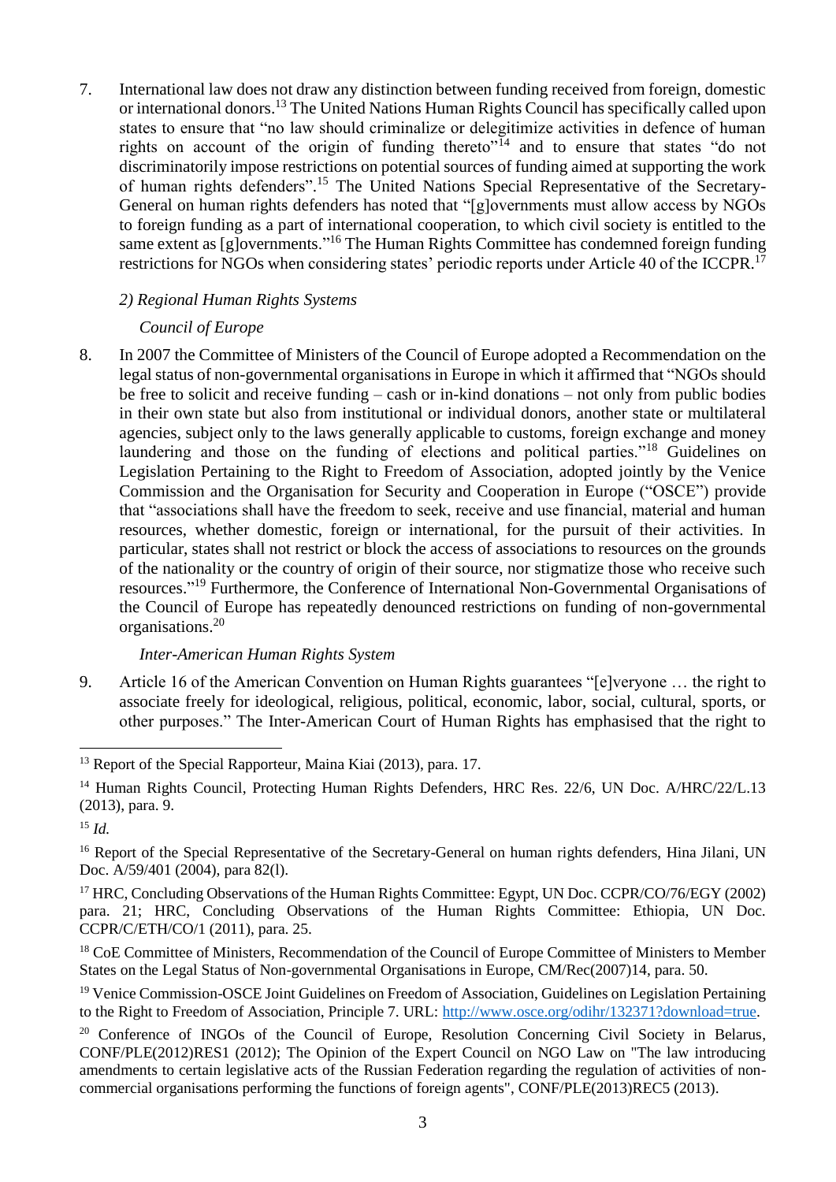7. International law does not draw any distinction between funding received from foreign, domestic or international donors.[13] The United Nations Human Rights Council has specifically called upon states to ensure that "no law should criminalize or delegitimize activities in defence of human rights on account of the origin of funding thereto"[14] and to ensure that states "do not discriminatorily impose restrictions on potential sources of funding aimed at supporting the work of human rights defenders".[15] The United Nations Special Representative of the Secretary-General on human rights defenders has noted that "[g]overnments must allow access by NGOs to foreign funding as a part of international cooperation, to which civil society is entitled to the same extent as [g]overnments."[16] The Human Rights Committee has condemned foreign funding restrictions for NGOs when considering states' periodic reports under Article 40 of the ICCPR.[17]

*2) Regional Human Rights Systems*

*Council of Europe*

8. In 2007 the Committee of Ministers of the Council of Europe adopted a Recommendation on the legal status of non-governmental organisations in Europe in which it affirmed that "NGOs should be free to solicit and receive funding – cash or in-kind donations – not only from public bodies in their own state but also from institutional or individual donors, another state or multilateral agencies, subject only to the laws generally applicable to customs, foreign exchange and money laundering and those on the funding of elections and political parties."[18] Guidelines on Legislation Pertaining to the Right to Freedom of Association, adopted jointly by the Venice Commission and the Organisation for Security and Cooperation in Europe ("OSCE") provide that "associations shall have the freedom to seek, receive and use financial, material and human resources, whether domestic, foreign or international, for the pursuit of their activities. In particular, states shall not restrict or block the access of associations to resources on the grounds of the nationality or the country of origin of their source, nor stigmatize those who receive such resources."[19] Furthermore, the Conference of International Non-Governmental Organisations of the Council of Europe has repeatedly denounced restrictions on funding of non-governmental organisations.[20]

*Inter-American Human Rights System*

9. Article 16 of the American Convention on Human Rights guarantees "[e]veryone … the right to associate freely for ideological, religious, political, economic, labor, social, cultural, sports, or other purposes." The Inter-American Court of Human Rights has emphasised that the right to

---

[13] Report of the Special Rapporteur, Maina Kiai (2013), para. 17.

[14] Human Rights Council, Protecting Human Rights Defenders, HRC Res. 22/6, UN Doc. A/HRC/22/L.13 (2013), para. 9.

[15] *Id.*

[16] Report of the Special Representative of the Secretary-General on human rights defenders, Hina Jilani, UN Doc. A/59/401 (2004), para 82(l).

[17] HRC, Concluding Observations of the Human Rights Committee: Egypt, UN Doc. CCPR/CO/76/EGY (2002) para. 21; HRC, Concluding Observations of the Human Rights Committee: Ethiopia, UN Doc. CCPR/C/ETH/CO/1 (2011), para. 25.

[18] CoE Committee of Ministers, Recommendation of the Council of Europe Committee of Ministers to Member States on the Legal Status of Non-governmental Organisations in Europe, CM/Rec(2007)14, para. 50.

[19] Venice Commission-OSCE Joint Guidelines on Freedom of Association, Guidelines on Legislation Pertaining to the Right to Freedom of Association, Principle 7. URL: http://www.osce.org/odihr/132371?download=true.

[20] Conference of INGOs of the Council of Europe, Resolution Concerning Civil Society in Belarus, CONF/PLE(2012)RES1 (2012); The Opinion of the Expert Council on NGO Law on "The law introducing amendments to certain legislative acts of the Russian Federation regarding the regulation of activities of non-commercial organisations performing the functions of foreign agents", CONF/PLE(2013)REC5 (2013).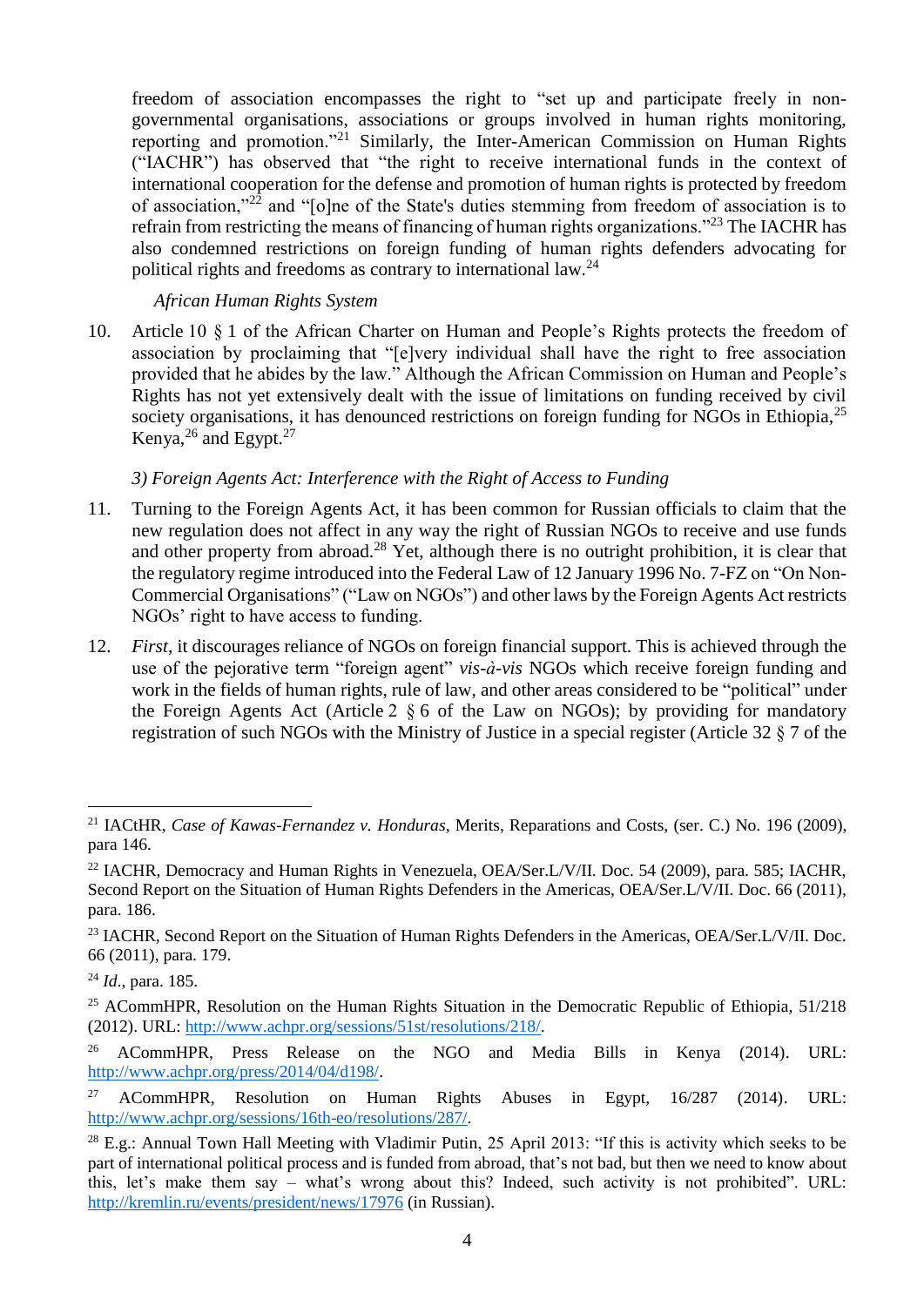freedom of association encompasses the right to "set up and participate freely in non-governmental organisations, associations or groups involved in human rights monitoring, reporting and promotion."[21] Similarly, the Inter-American Commission on Human Rights ("IACHR") has observed that "the right to receive international funds in the context of international cooperation for the defense and promotion of human rights is protected by freedom of association,"[22] and "[o]ne of the State's duties stemming from freedom of association is to refrain from restricting the means of financing of human rights organizations."[23] The IACHR has also condemned restrictions on foreign funding of human rights defenders advocating for political rights and freedoms as contrary to international law.[24]

*African Human Rights System*

10. Article 10 § 1 of the African Charter on Human and People's Rights protects the freedom of association by proclaiming that "[e]very individual shall have the right to free association provided that he abides by the law." Although the African Commission on Human and People's Rights has not yet extensively dealt with the issue of limitations on funding received by civil society organisations, it has denounced restrictions on foreign funding for NGOs in Ethiopia,[25] Kenya,[26] and Egypt.[27]

*3) Foreign Agents Act: Interference with the Right of Access to Funding*

11. Turning to the Foreign Agents Act, it has been common for Russian officials to claim that the new regulation does not affect in any way the right of Russian NGOs to receive and use funds and other property from abroad.[28] Yet, although there is no outright prohibition, it is clear that the regulatory regime introduced into the Federal Law of 12 January 1996 No. 7-FZ on "On Non-Commercial Organisations" ("Law on NGOs") and other laws by the Foreign Agents Act restricts NGOs' right to have access to funding.

12. *First*, it discourages reliance of NGOs on foreign financial support. This is achieved through the use of the pejorative term "foreign agent" *vis-à-vis* NGOs which receive foreign funding and work in the fields of human rights, rule of law, and other areas considered to be "political" under the Foreign Agents Act (Article 2 § 6 of the Law on NGOs); by providing for mandatory registration of such NGOs with the Ministry of Justice in a special register (Article 32 § 7 of the

---

[21] IACtHR, *Case of Kawas-Fernandez v. Honduras*, Merits, Reparations and Costs, (ser. C.) No. 196 (2009), para 146.

[22] IACHR, Democracy and Human Rights in Venezuela, OEA/Ser.L/V/II. Doc. 54 (2009), para. 585; IACHR, Second Report on the Situation of Human Rights Defenders in the Americas, OEA/Ser.L/V/II. Doc. 66 (2011), para. 186.

[23] IACHR, Second Report on the Situation of Human Rights Defenders in the Americas, OEA/Ser.L/V/II. Doc. 66 (2011), para. 179.

[24] *Id.*, para. 185.

[25] ACommHPR, Resolution on the Human Rights Situation in the Democratic Republic of Ethiopia, 51/218 (2012). URL: http://www.achpr.org/sessions/51st/resolutions/218/.

[26] ACommHPR, Press Release on the NGO and Media Bills in Kenya (2014). URL: http://www.achpr.org/press/2014/04/d198/.

[27] ACommHPR, Resolution on Human Rights Abuses in Egypt, 16/287 (2014). URL: http://www.achpr.org/sessions/16th-eo/resolutions/287/.

[28] E.g.: Annual Town Hall Meeting with Vladimir Putin, 25 April 2013: "If this is activity which seeks to be part of international political process and is funded from abroad, that's not bad, but then we need to know about this, let's make them say – what's wrong about this? Indeed, such activity is not prohibited". URL: http://kremlin.ru/events/president/news/17976 (in Russian).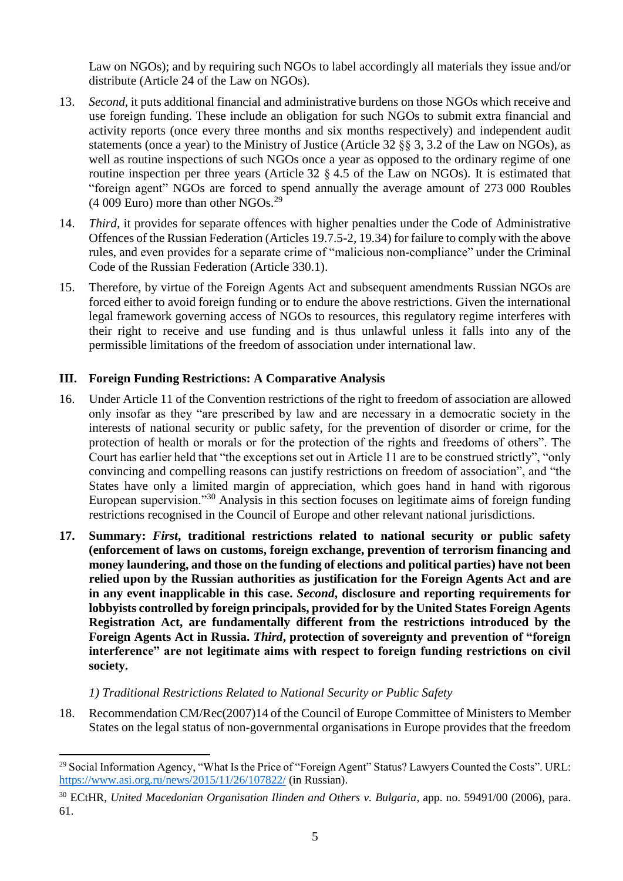Law on NGOs); and by requiring such NGOs to label accordingly all materials they issue and/or distribute (Article 24 of the Law on NGOs).

13. *Second*, it puts additional financial and administrative burdens on those NGOs which receive and use foreign funding. These include an obligation for such NGOs to submit extra financial and activity reports (once every three months and six months respectively) and independent audit statements (once a year) to the Ministry of Justice (Article 32 §§ 3, 3.2 of the Law on NGOs), as well as routine inspections of such NGOs once a year as opposed to the ordinary regime of one routine inspection per three years (Article 32 § 4.5 of the Law on NGOs). It is estimated that "foreign agent" NGOs are forced to spend annually the average amount of 273 000 Roubles (4 009 Euro) more than other NGOs.[29]

14. *Third*, it provides for separate offences with higher penalties under the Code of Administrative Offences of the Russian Federation (Articles 19.7.5-2, 19.34) for failure to comply with the above rules, and even provides for a separate crime of "malicious non-compliance" under the Criminal Code of the Russian Federation (Article 330.1).

15. Therefore, by virtue of the Foreign Agents Act and subsequent amendments Russian NGOs are forced either to avoid foreign funding or to endure the above restrictions. Given the international legal framework governing access of NGOs to resources, this regulatory regime interferes with their right to receive and use funding and is thus unlawful unless it falls into any of the permissible limitations of the freedom of association under international law.

## III. Foreign Funding Restrictions: A Comparative Analysis

16. Under Article 11 of the Convention restrictions of the right to freedom of association are allowed only insofar as they "are prescribed by law and are necessary in a democratic society in the interests of national security or public safety, for the prevention of disorder or crime, for the protection of health or morals or for the protection of the rights and freedoms of others". The Court has earlier held that "the exceptions set out in Article 11 are to be construed strictly", "only convincing and compelling reasons can justify restrictions on freedom of association", and "the States have only a limited margin of appreciation, which goes hand in hand with rigorous European supervision."[30] Analysis in this section focuses on legitimate aims of foreign funding restrictions recognised in the Council of Europe and other relevant national jurisdictions.

**17. Summary: *First*, traditional restrictions related to national security or public safety (enforcement of laws on customs, foreign exchange, prevention of terrorism financing and money laundering, and those on the funding of elections and political parties) have not been relied upon by the Russian authorities as justification for the Foreign Agents Act and are in any event inapplicable in this case. *Second*, disclosure and reporting requirements for lobbyists controlled by foreign principals, provided for by the United States Foreign Agents Registration Act, are fundamentally different from the restrictions introduced by the Foreign Agents Act in Russia. *Third*, protection of sovereignty and prevention of "foreign interference" are not legitimate aims with respect to foreign funding restrictions on civil society.**

### *1) Traditional Restrictions Related to National Security or Public Safety*

18. Recommendation CM/Rec(2007)14 of the Council of Europe Committee of Ministers to Member States on the legal status of non-governmental organisations in Europe provides that the freedom

---

[29] Social Information Agency, "What Is the Price of "Foreign Agent" Status? Lawyers Counted the Costs". URL: https://www.asi.org.ru/news/2015/11/26/107822/ (in Russian).

[30] ECtHR, *United Macedonian Organisation Ilinden and Others v. Bulgaria*, app. no. 59491/00 (2006), para. 61.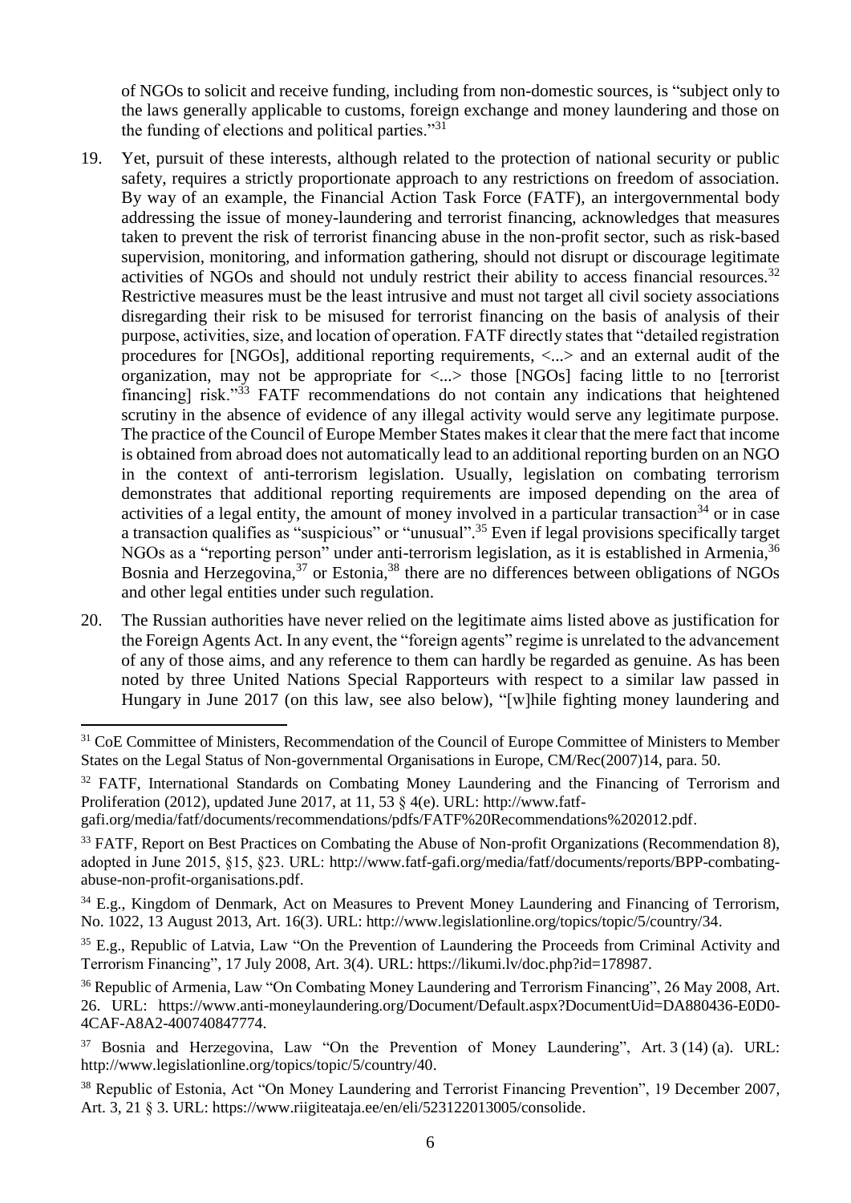of NGOs to solicit and receive funding, including from non-domestic sources, is "subject only to the laws generally applicable to customs, foreign exchange and money laundering and those on the funding of elections and political parties."[31]

19. Yet, pursuit of these interests, although related to the protection of national security or public safety, requires a strictly proportionate approach to any restrictions on freedom of association. By way of an example, the Financial Action Task Force (FATF), an intergovernmental body addressing the issue of money-laundering and terrorist financing, acknowledges that measures taken to prevent the risk of terrorist financing abuse in the non-profit sector, such as risk-based supervision, monitoring, and information gathering, should not disrupt or discourage legitimate activities of NGOs and should not unduly restrict their ability to access financial resources.[32] Restrictive measures must be the least intrusive and must not target all civil society associations disregarding their risk to be misused for terrorist financing on the basis of analysis of their purpose, activities, size, and location of operation. FATF directly states that "detailed registration procedures for [NGOs], additional reporting requirements, <...> and an external audit of the organization, may not be appropriate for <...> those [NGOs] facing little to no [terrorist financing] risk."[33] FATF recommendations do not contain any indications that heightened scrutiny in the absence of evidence of any illegal activity would serve any legitimate purpose. The practice of the Council of Europe Member States makes it clear that the mere fact that income is obtained from abroad does not automatically lead to an additional reporting burden on an NGO in the context of anti-terrorism legislation. Usually, legislation on combating terrorism demonstrates that additional reporting requirements are imposed depending on the area of activities of a legal entity, the amount of money involved in a particular transaction[34] or in case a transaction qualifies as "suspicious" or "unusual".[35] Even if legal provisions specifically target NGOs as a "reporting person" under anti-terrorism legislation, as it is established in Armenia,[36] Bosnia and Herzegovina,[37] or Estonia,[38] there are no differences between obligations of NGOs and other legal entities under such regulation.

20. The Russian authorities have never relied on the legitimate aims listed above as justification for the Foreign Agents Act. In any event, the "foreign agents" regime is unrelated to the advancement of any of those aims, and any reference to them can hardly be regarded as genuine. As has been noted by three United Nations Special Rapporteurs with respect to a similar law passed in Hungary in June 2017 (on this law, see also below), "[w]hile fighting money laundering and

---

[31] CoE Committee of Ministers, Recommendation of the Council of Europe Committee of Ministers to Member States on the Legal Status of Non-governmental Organisations in Europe, CM/Rec(2007)14, para. 50.

[32] FATF, International Standards on Combating Money Laundering and the Financing of Terrorism and Proliferation (2012), updated June 2017, at 11, 53 § 4(e). URL: http://www.fatf-gafi.org/media/fatf/documents/recommendations/pdfs/FATF%20Recommendations%202012.pdf.

[33] FATF, Report on Best Practices on Combating the Abuse of Non-profit Organizations (Recommendation 8), adopted in June 2015, §15, §23. URL: http://www.fatf-gafi.org/media/fatf/documents/reports/BPP-combating-abuse-non-profit-organisations.pdf.

[34] E.g., Kingdom of Denmark, Act on Measures to Prevent Money Laundering and Financing of Terrorism, No. 1022, 13 August 2013, Art. 16(3). URL: http://www.legislationline.org/topics/topic/5/country/34.

[35] E.g., Republic of Latvia, Law "On the Prevention of Laundering the Proceeds from Criminal Activity and Terrorism Financing", 17 July 2008, Art. 3(4). URL: https://likumi.lv/doc.php?id=178987.

[36] Republic of Armenia, Law "On Combating Money Laundering and Terrorism Financing", 26 May 2008, Art. 26. URL: https://www.anti-moneylaundering.org/Document/Default.aspx?DocumentUid=DA880436-E0D0-4CAF-A8A2-400740847774.

[37] Bosnia and Herzegovina, Law "On the Prevention of Money Laundering", Art. 3 (14) (a). URL: http://www.legislationline.org/topics/topic/5/country/40.

[38] Republic of Estonia, Act "On Money Laundering and Terrorist Financing Prevention", 19 December 2007, Art. 3, 21 § 3. URL: https://www.riigiteataja.ee/en/eli/523122013005/consolide.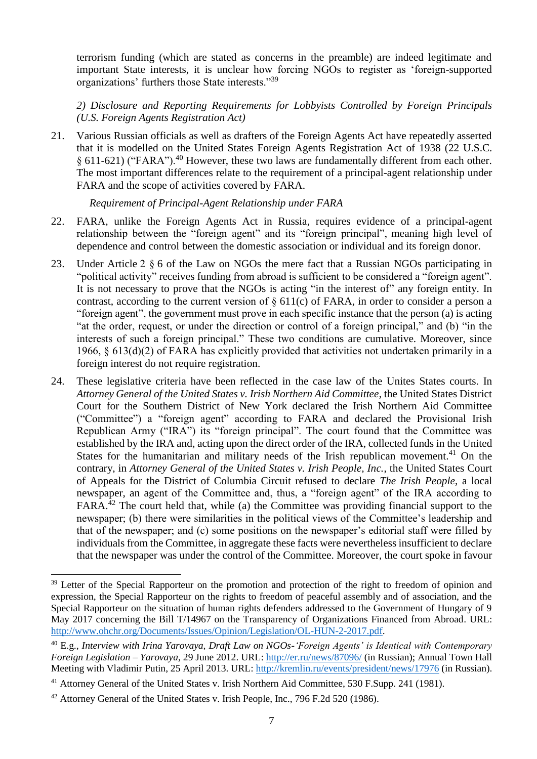terrorism funding (which are stated as concerns in the preamble) are indeed legitimate and important State interests, it is unclear how forcing NGOs to register as 'foreign-supported organizations' furthers those State interests."[39]

*2) Disclosure and Reporting Requirements for Lobbyists Controlled by Foreign Principals (U.S. Foreign Agents Registration Act)*

21. Various Russian officials as well as drafters of the Foreign Agents Act have repeatedly asserted that it is modelled on the United States Foreign Agents Registration Act of 1938 (22 U.S.C. § 611-621) ("FARA").[40] However, these two laws are fundamentally different from each other. The most important differences relate to the requirement of a principal-agent relationship under FARA and the scope of activities covered by FARA.

*Requirement of Principal-Agent Relationship under FARA*

22. FARA, unlike the Foreign Agents Act in Russia, requires evidence of a principal-agent relationship between the "foreign agent" and its "foreign principal", meaning high level of dependence and control between the domestic association or individual and its foreign donor.

23. Under Article 2 § 6 of the Law on NGOs the mere fact that a Russian NGOs participating in "political activity" receives funding from abroad is sufficient to be considered a "foreign agent". It is not necessary to prove that the NGOs is acting "in the interest of" any foreign entity. In contrast, according to the current version of § 611(c) of FARA, in order to consider a person a "foreign agent", the government must prove in each specific instance that the person (a) is acting "at the order, request, or under the direction or control of a foreign principal," and (b) "in the interests of such a foreign principal." These two conditions are cumulative. Moreover, since 1966, § 613(d)(2) of FARA has explicitly provided that activities not undertaken primarily in a foreign interest do not require registration.

24. These legislative criteria have been reflected in the case law of the Unites States courts. In *Attorney General of the United States v. Irish Northern Aid Committee*, the United States District Court for the Southern District of New York declared the Irish Northern Aid Committee ("Committee") a "foreign agent" according to FARA and declared the Provisional Irish Republican Army ("IRA") its "foreign principal". The court found that the Committee was established by the IRA and, acting upon the direct order of the IRA, collected funds in the United States for the humanitarian and military needs of the Irish republican movement.[41] On the contrary, in *Attorney General of the United States v. Irish People, Inc.*, the United States Court of Appeals for the District of Columbia Circuit refused to declare *The Irish People*, a local newspaper, an agent of the Committee and, thus, a "foreign agent" of the IRA according to FARA.[42] The court held that, while (a) the Committee was providing financial support to the newspaper; (b) there were similarities in the political views of the Committee's leadership and that of the newspaper; and (c) some positions on the newspaper's editorial staff were filled by individuals from the Committee, in aggregate these facts were nevertheless insufficient to declare that the newspaper was under the control of the Committee. Moreover, the court spoke in favour

---

[39] Letter of the Special Rapporteur on the promotion and protection of the right to freedom of opinion and expression, the Special Rapporteur on the rights to freedom of peaceful assembly and of association, and the Special Rapporteur on the situation of human rights defenders addressed to the Government of Hungary of 9 May 2017 concerning the Bill T/14967 on the Transparency of Organizations Financed from Abroad. URL: http://www.ohchr.org/Documents/Issues/Opinion/Legislation/OL-HUN-2-2017.pdf.

[40] E.g., *Interview with Irina Yarovaya, Draft Law on NGOs-'Foreign Agents' is Identical with Contemporary Foreign Legislation – Yarovaya*, 29 June 2012. URL: http://er.ru/news/87096/ (in Russian); Annual Town Hall Meeting with Vladimir Putin, 25 April 2013. URL: http://kremlin.ru/events/president/news/17976 (in Russian).

[41] Attorney General of the United States v. Irish Northern Aid Committee, 530 F.Supp. 241 (1981).

[42] Attorney General of the United States v. Irish People, Inc., 796 F.2d 520 (1986).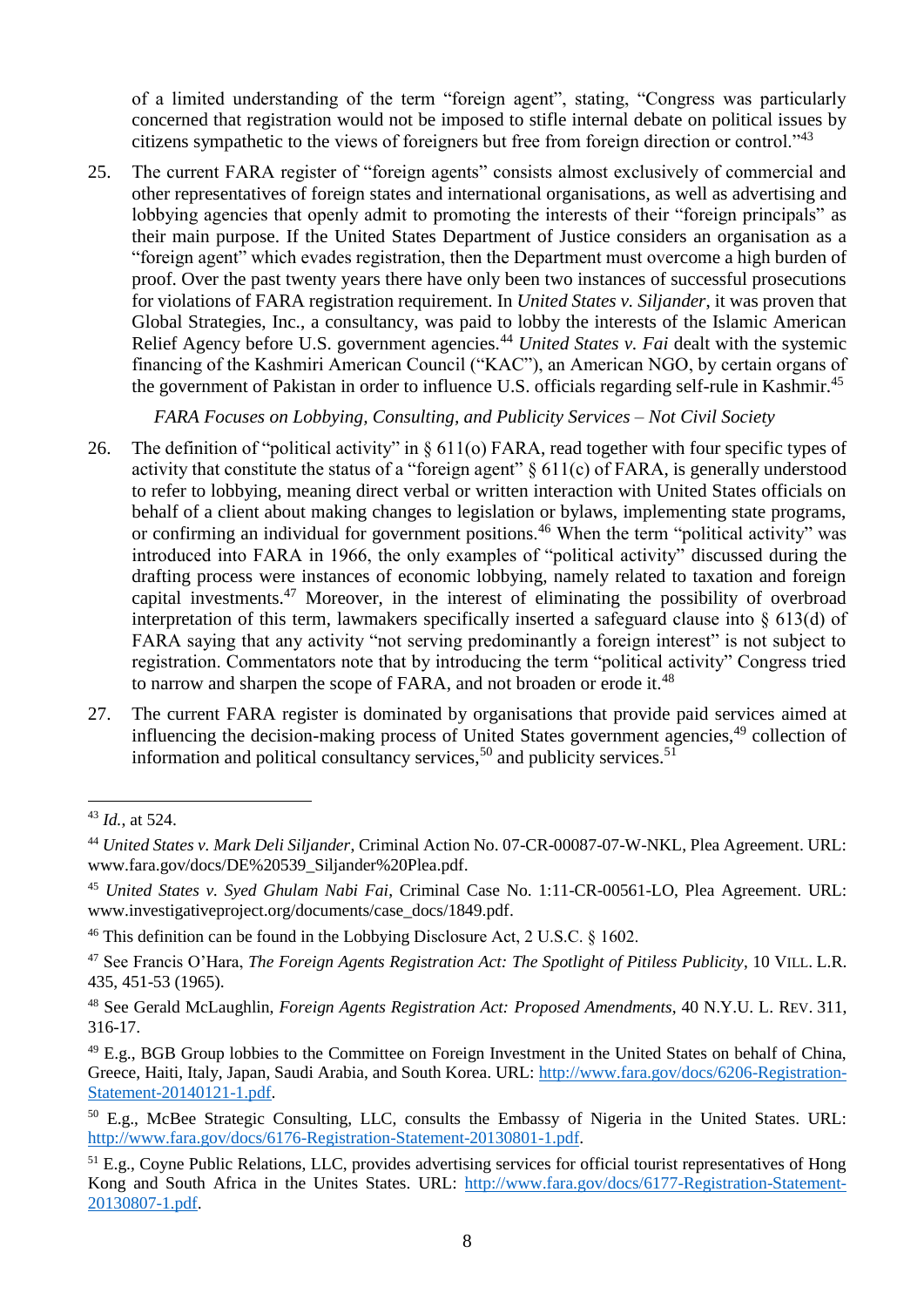of a limited understanding of the term "foreign agent", stating, "Congress was particularly concerned that registration would not be imposed to stifle internal debate on political issues by citizens sympathetic to the views of foreigners but free from foreign direction or control."[43]

25. The current FARA register of "foreign agents" consists almost exclusively of commercial and other representatives of foreign states and international organisations, as well as advertising and lobbying agencies that openly admit to promoting the interests of their "foreign principals" as their main purpose. If the United States Department of Justice considers an organisation as a "foreign agent" which evades registration, then the Department must overcome a high burden of proof. Over the past twenty years there have only been two instances of successful prosecutions for violations of FARA registration requirement. In *United States v. Siljander*, it was proven that Global Strategies, Inc., a consultancy, was paid to lobby the interests of the Islamic American Relief Agency before U.S. government agencies.[44] *United States v. Fai* dealt with the systemic financing of the Kashmiri American Council ("KAC"), an American NGO, by certain organs of the government of Pakistan in order to influence U.S. officials regarding self-rule in Kashmir.[45]

*FARA Focuses on Lobbying, Consulting, and Publicity Services – Not Civil Society*

26. The definition of "political activity" in § 611(o) FARA, read together with four specific types of activity that constitute the status of a "foreign agent" § 611(c) of FARA, is generally understood to refer to lobbying, meaning direct verbal or written interaction with United States officials on behalf of a client about making changes to legislation or bylaws, implementing state programs, or confirming an individual for government positions.[46] When the term "political activity" was introduced into FARA in 1966, the only examples of "political activity" discussed during the drafting process were instances of economic lobbying, namely related to taxation and foreign capital investments.[47] Moreover, in the interest of eliminating the possibility of overbroad interpretation of this term, lawmakers specifically inserted a safeguard clause into § 613(d) of FARA saying that any activity "not serving predominantly a foreign interest" is not subject to registration. Commentators note that by introducing the term "political activity" Congress tried to narrow and sharpen the scope of FARA, and not broaden or erode it.[48]

27. The current FARA register is dominated by organisations that provide paid services aimed at influencing the decision-making process of United States government agencies,[49] collection of information and political consultancy services,[50] and publicity services.[51]

---

[43] *Id.*, at 524.

[44] *United States v. Mark Deli Siljander*, Criminal Action No. 07-CR-00087-07-W-NKL, Plea Agreement. URL: www.fara.gov/docs/DE%20539_Siljander%20Plea.pdf.

[45] *United States v. Syed Ghulam Nabi Fai*, Criminal Case No. 1:11-CR-00561-LO, Plea Agreement. URL: www.investigativeproject.org/documents/case_docs/1849.pdf.

[46] This definition can be found in the Lobbying Disclosure Act, 2 U.S.C. § 1602.

[47] See Francis O'Hara, *The Foreign Agents Registration Act: The Spotlight of Pitiless Publicity*, 10 VILL. L.R. 435, 451-53 (1965).

[48] See Gerald McLaughlin, *Foreign Agents Registration Act: Proposed Amendments*, 40 N.Y.U. L. REV. 311, 316-17.

[49] E.g., BGB Group lobbies to the Committee on Foreign Investment in the United States on behalf of China, Greece, Haiti, Italy, Japan, Saudi Arabia, and South Korea. URL: http://www.fara.gov/docs/6206-Registration-Statement-20140121-1.pdf.

[50] E.g., McBee Strategic Consulting, LLC, consults the Embassy of Nigeria in the United States. URL: http://www.fara.gov/docs/6176-Registration-Statement-20130801-1.pdf.

[51] E.g., Coyne Public Relations, LLC, provides advertising services for official tourist representatives of Hong Kong and South Africa in the Unites States. URL: http://www.fara.gov/docs/6177-Registration-Statement-20130807-1.pdf.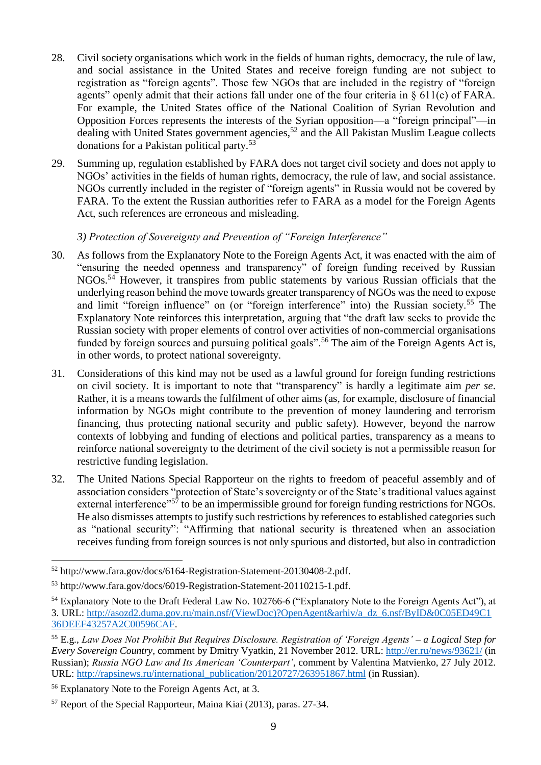28. Civil society organisations which work in the fields of human rights, democracy, the rule of law, and social assistance in the United States and receive foreign funding are not subject to registration as "foreign agents". Those few NGOs that are included in the registry of "foreign agents" openly admit that their actions fall under one of the four criteria in § 611(c) of FARA. For example, the United States office of the National Coalition of Syrian Revolution and Opposition Forces represents the interests of the Syrian opposition—a "foreign principal"—in dealing with United States government agencies,[52] and the All Pakistan Muslim League collects donations for a Pakistan political party.[53]

29. Summing up, regulation established by FARA does not target civil society and does not apply to NGOs' activities in the fields of human rights, democracy, the rule of law, and social assistance. NGOs currently included in the register of "foreign agents" in Russia would not be covered by FARA. To the extent the Russian authorities refer to FARA as a model for the Foreign Agents Act, such references are erroneous and misleading.

*3) Protection of Sovereignty and Prevention of "Foreign Interference"*

30. As follows from the Explanatory Note to the Foreign Agents Act, it was enacted with the aim of "ensuring the needed openness and transparency" of foreign funding received by Russian NGOs.[54] However, it transpires from public statements by various Russian officials that the underlying reason behind the move towards greater transparency of NGOs was the need to expose and limit "foreign influence" on (or "foreign interference" into) the Russian society.[55] The Explanatory Note reinforces this interpretation, arguing that "the draft law seeks to provide the Russian society with proper elements of control over activities of non-commercial organisations funded by foreign sources and pursuing political goals".[56] The aim of the Foreign Agents Act is, in other words, to protect national sovereignty.

31. Considerations of this kind may not be used as a lawful ground for foreign funding restrictions on civil society. It is important to note that "transparency" is hardly a legitimate aim *per se*. Rather, it is a means towards the fulfilment of other aims (as, for example, disclosure of financial information by NGOs might contribute to the prevention of money laundering and terrorism financing, thus protecting national security and public safety). However, beyond the narrow contexts of lobbying and funding of elections and political parties, transparency as a means to reinforce national sovereignty to the detriment of the civil society is not a permissible reason for restrictive funding legislation.

32. The United Nations Special Rapporteur on the rights to freedom of peaceful assembly and of association considers "protection of State's sovereignty or of the State's traditional values against external interference"[57] to be an impermissible ground for foreign funding restrictions for NGOs. He also dismisses attempts to justify such restrictions by references to established categories such as "national security": "Affirming that national security is threatened when an association receives funding from foreign sources is not only spurious and distorted, but also in contradiction

---

[52] http://www.fara.gov/docs/6164-Registration-Statement-20130408-2.pdf.

[53] http://www.fara.gov/docs/6019-Registration-Statement-20110215-1.pdf.

[54] Explanatory Note to the Draft Federal Law No. 102766-6 ("Explanatory Note to the Foreign Agents Act"), at 3. URL: http://asozd2.duma.gov.ru/main.nsf/(ViewDoc)?OpenAgent&arhiv/a_dz_6.nsf/ByID&0C05ED49C136DEEF43257A2C00596CAF.

[55] E.g., *Law Does Not Prohibit But Requires Disclosure. Registration of 'Foreign Agents' – a Logical Step for Every Sovereign Country*, comment by Dmitry Vyatkin, 21 November 2012. URL: http://er.ru/news/93621/ (in Russian); *Russia NGO Law and Its American 'Counterpart'*, comment by Valentina Matvienko, 27 July 2012. URL: http://rapsinews.ru/international_publication/20120727/263951867.html (in Russian).

[56] Explanatory Note to the Foreign Agents Act, at 3.

[57] Report of the Special Rapporteur, Maina Kiai (2013), paras. 27-34.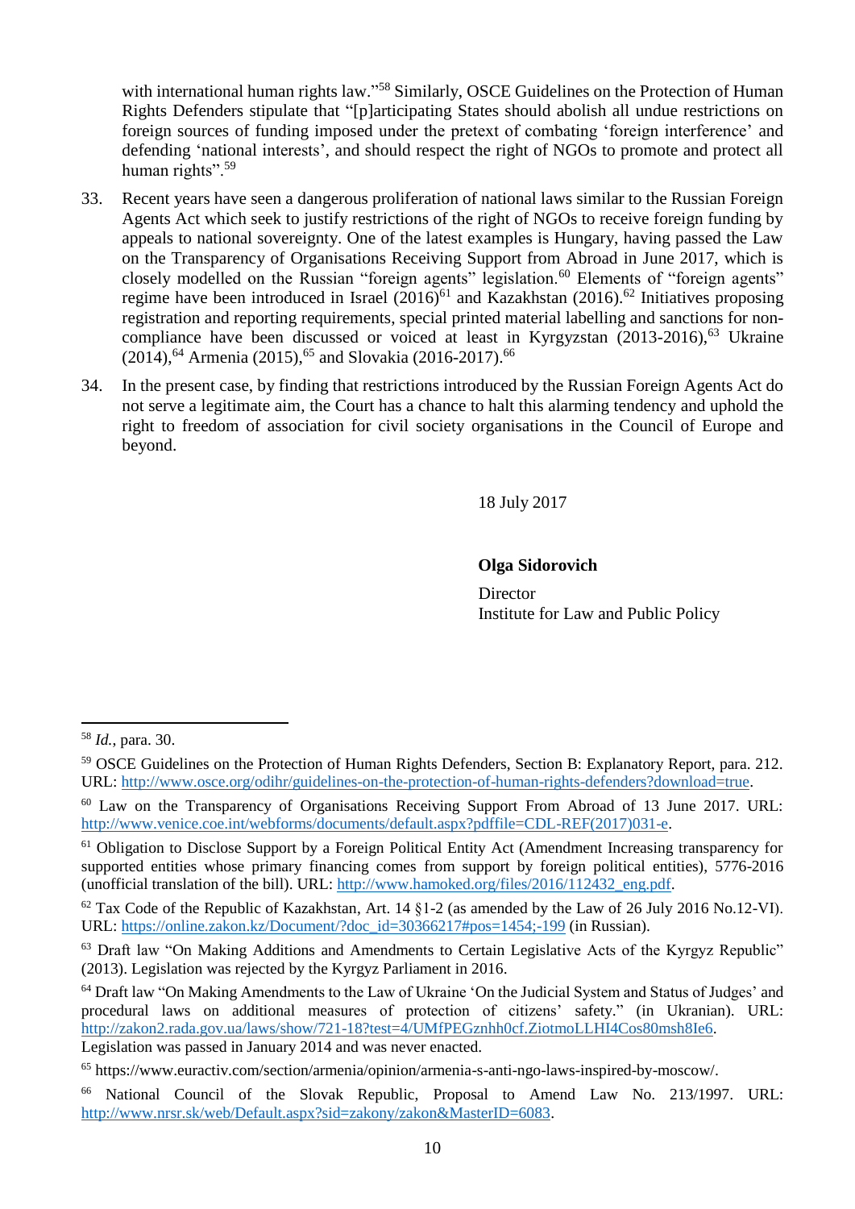with international human rights law."[58] Similarly, OSCE Guidelines on the Protection of Human Rights Defenders stipulate that "[p]articipating States should abolish all undue restrictions on foreign sources of funding imposed under the pretext of combating 'foreign interference' and defending 'national interests', and should respect the right of NGOs to promote and protect all human rights".[59]

33. Recent years have seen a dangerous proliferation of national laws similar to the Russian Foreign Agents Act which seek to justify restrictions of the right of NGOs to receive foreign funding by appeals to national sovereignty. One of the latest examples is Hungary, having passed the Law on the Transparency of Organisations Receiving Support from Abroad in June 2017, which is closely modelled on the Russian "foreign agents" legislation.[60] Elements of "foreign agents" regime have been introduced in Israel (2016)[61] and Kazakhstan (2016).[62] Initiatives proposing registration and reporting requirements, special printed material labelling and sanctions for non-compliance have been discussed or voiced at least in Kyrgyzstan (2013-2016),[63] Ukraine (2014),[64] Armenia (2015),[65] and Slovakia (2016-2017).[66]

34. In the present case, by finding that restrictions introduced by the Russian Foreign Agents Act do not serve a legitimate aim, the Court has a chance to halt this alarming tendency and uphold the right to freedom of association for civil society organisations in the Council of Europe and beyond.

18 July 2017

**Olga Sidorovich**

Director
Institute for Law and Public Policy

---

[58] *Id.*, para. 30.

[59] OSCE Guidelines on the Protection of Human Rights Defenders, Section B: Explanatory Report, para. 212. URL: http://www.osce.org/odihr/guidelines-on-the-protection-of-human-rights-defenders?download=true.

[60] Law on the Transparency of Organisations Receiving Support From Abroad of 13 June 2017. URL: http://www.venice.coe.int/webforms/documents/default.aspx?pdffile=CDL-REF(2017)031-e.

[61] Obligation to Disclose Support by a Foreign Political Entity Act (Amendment Increasing transparency for supported entities whose primary financing comes from support by foreign political entities), 5776-2016 (unofficial translation of the bill). URL: http://www.hamoked.org/files/2016/112432_eng.pdf.

[62] Tax Code of the Republic of Kazakhstan, Art. 14 §1-2 (as amended by the Law of 26 July 2016 No.12-VI). URL: https://online.zakon.kz/Document/?doc_id=30366217#pos=1454;-199 (in Russian).

[63] Draft law "On Making Additions and Amendments to Certain Legislative Acts of the Kyrgyz Republic" (2013). Legislation was rejected by the Kyrgyz Parliament in 2016.

[64] Draft law "On Making Amendments to the Law of Ukraine 'On the Judicial System and Status of Judges' and procedural laws on additional measures of protection of citizens' safety." (in Ukranian). URL: http://zakon2.rada.gov.ua/laws/show/721-18?test=4/UMfPEGznhh0cf.ZiotmoLLHI4Cos80msh8Ie6. Legislation was passed in January 2014 and was never enacted.

[65] https://www.euractiv.com/section/armenia/opinion/armenia-s-anti-ngo-laws-inspired-by-moscow/.

[66] National Council of the Slovak Republic, Proposal to Amend Law No. 213/1997. URL: http://www.nrsr.sk/web/Default.aspx?sid=zakony/zakon&MasterID=6083.